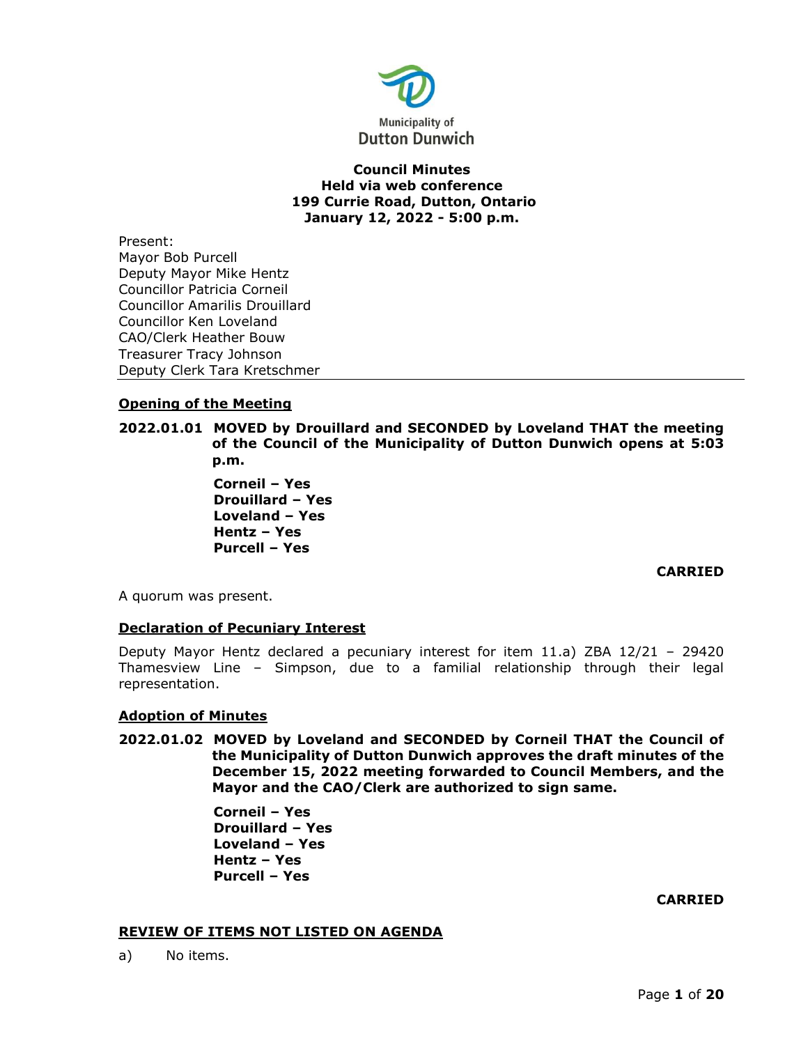Municipality of Dutton Dunwich

**Council Minutes**
**Held via web conference**
**199 Currie Road, Dutton, Ontario**
**January 12, 2022 - 5:00 p.m.**

Present:
Mayor Bob Purcell
Deputy Mayor Mike Hentz
Councillor Patricia Corneil
Councillor Amarilis Drouillard
Councillor Ken Loveland
CAO/Clerk Heather Bouw
Treasurer Tracy Johnson
Deputy Clerk Tara Kretschmer

---

## Opening of the Meeting

**2022.01.01 MOVED by Drouillard and SECONDED by Loveland THAT the meeting of the Council of the Municipality of Dutton Dunwich opens at 5:03 p.m.**

**Corneil – Yes**
**Drouillard – Yes**
**Loveland – Yes**
**Hentz – Yes**
**Purcell – Yes**

**CARRIED**

A quorum was present.

## Declaration of Pecuniary Interest

Deputy Mayor Hentz declared a pecuniary interest for item 11.a) ZBA 12/21 – 29420 Thamesview Line – Simpson, due to a familial relationship through their legal representation.

## Adoption of Minutes

**2022.01.02 MOVED by Loveland and SECONDED by Corneil THAT the Council of the Municipality of Dutton Dunwich approves the draft minutes of the December 15, 2022 meeting forwarded to Council Members, and the Mayor and the CAO/Clerk are authorized to sign same.**

**Corneil – Yes**
**Drouillard – Yes**
**Loveland – Yes**
**Hentz – Yes**
**Purcell – Yes**

**CARRIED**

## REVIEW OF ITEMS NOT LISTED ON AGENDA

a) No items.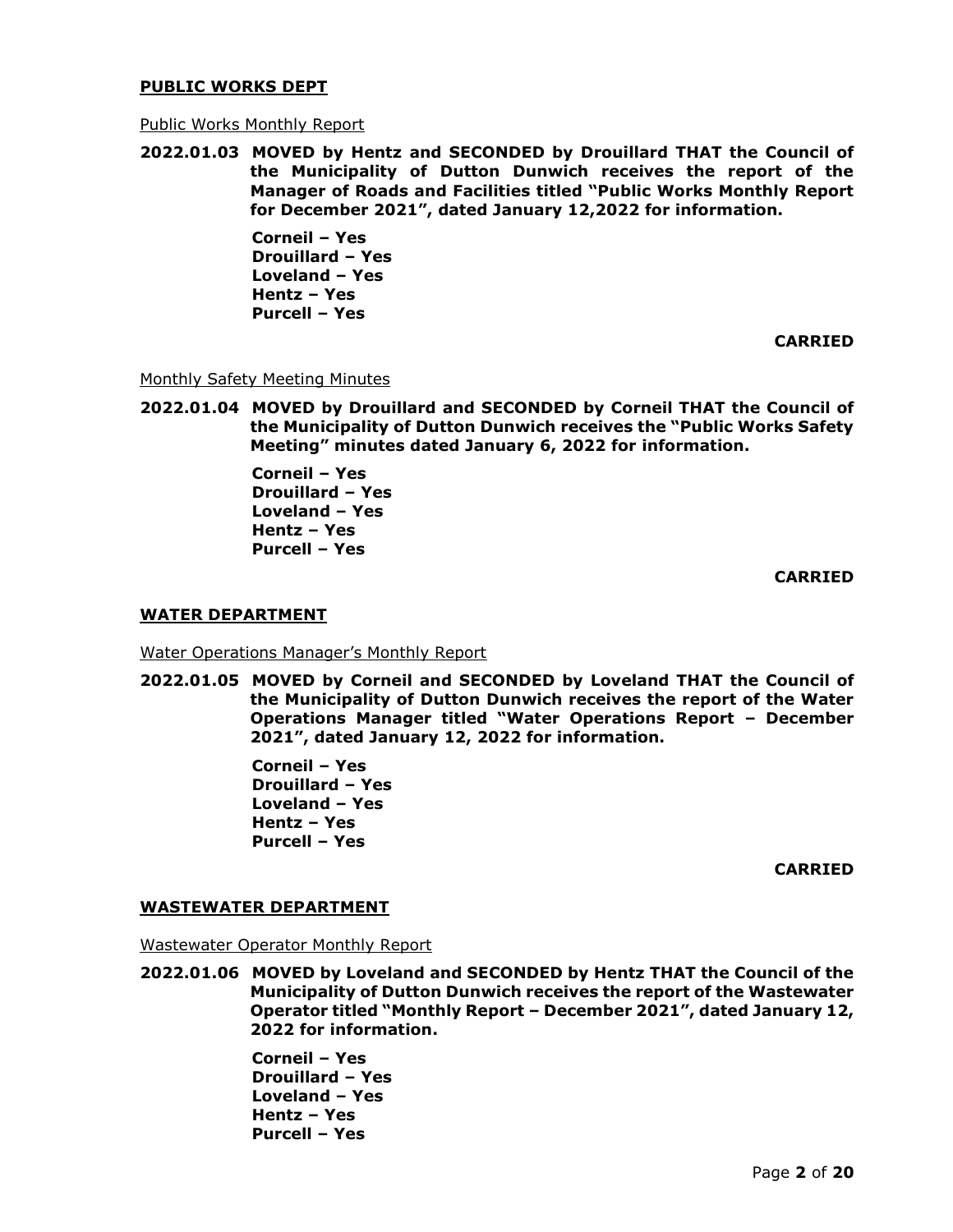## PUBLIC WORKS DEPT

Public Works Monthly Report

**2022.01.03 MOVED by Hentz and SECONDED by Drouillard THAT the Council of the Municipality of Dutton Dunwich receives the report of the Manager of Roads and Facilities titled "Public Works Monthly Report for December 2021", dated January 12,2022 for information.**

**Corneil – Yes**
**Drouillard – Yes**
**Loveland – Yes**
**Hentz – Yes**
**Purcell – Yes**

**CARRIED**

Monthly Safety Meeting Minutes

**2022.01.04 MOVED by Drouillard and SECONDED by Corneil THAT the Council of the Municipality of Dutton Dunwich receives the "Public Works Safety Meeting" minutes dated January 6, 2022 for information.**

**Corneil – Yes**
**Drouillard – Yes**
**Loveland – Yes**
**Hentz – Yes**
**Purcell – Yes**

**CARRIED**

## WATER DEPARTMENT

Water Operations Manager's Monthly Report

**2022.01.05 MOVED by Corneil and SECONDED by Loveland THAT the Council of the Municipality of Dutton Dunwich receives the report of the Water Operations Manager titled "Water Operations Report – December 2021", dated January 12, 2022 for information.**

**Corneil – Yes**
**Drouillard – Yes**
**Loveland – Yes**
**Hentz – Yes**
**Purcell – Yes**

**CARRIED**

## WASTEWATER DEPARTMENT

Wastewater Operator Monthly Report

**2022.01.06 MOVED by Loveland and SECONDED by Hentz THAT the Council of the Municipality of Dutton Dunwich receives the report of the Wastewater Operator titled "Monthly Report – December 2021", dated January 12, 2022 for information.**

**Corneil – Yes**
**Drouillard – Yes**
**Loveland – Yes**
**Hentz – Yes**
**Purcell – Yes**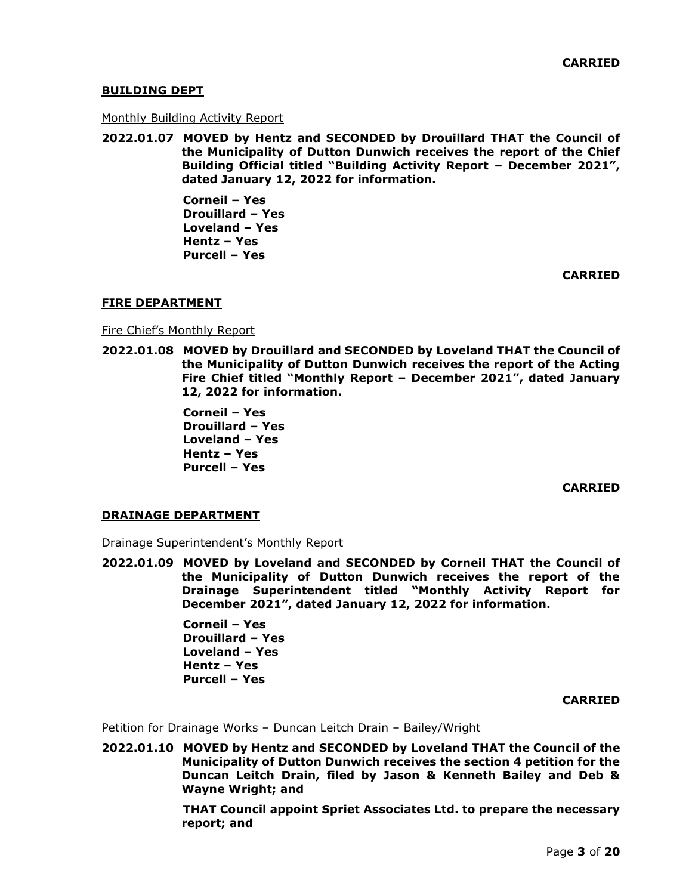**CARRIED**

## BUILDING DEPT

Monthly Building Activity Report

**2022.01.07 MOVED by Hentz and SECONDED by Drouillard THAT the Council of the Municipality of Dutton Dunwich receives the report of the Chief Building Official titled "Building Activity Report – December 2021", dated January 12, 2022 for information.**

**Corneil – Yes**
**Drouillard – Yes**
**Loveland – Yes**
**Hentz – Yes**
**Purcell – Yes**

**CARRIED**

## FIRE DEPARTMENT

Fire Chief's Monthly Report

**2022.01.08 MOVED by Drouillard and SECONDED by Loveland THAT the Council of the Municipality of Dutton Dunwich receives the report of the Acting Fire Chief titled "Monthly Report – December 2021", dated January 12, 2022 for information.**

**Corneil – Yes**
**Drouillard – Yes**
**Loveland – Yes**
**Hentz – Yes**
**Purcell – Yes**

**CARRIED**

## DRAINAGE DEPARTMENT

Drainage Superintendent's Monthly Report

**2022.01.09 MOVED by Loveland and SECONDED by Corneil THAT the Council of the Municipality of Dutton Dunwich receives the report of the Drainage Superintendent titled "Monthly Activity Report for December 2021", dated January 12, 2022 for information.**

**Corneil – Yes**
**Drouillard – Yes**
**Loveland – Yes**
**Hentz – Yes**
**Purcell – Yes**

**CARRIED**

Petition for Drainage Works – Duncan Leitch Drain – Bailey/Wright

**2022.01.10 MOVED by Hentz and SECONDED by Loveland THAT the Council of the Municipality of Dutton Dunwich receives the section 4 petition for the Duncan Leitch Drain, filed by Jason & Kenneth Bailey and Deb & Wayne Wright; and**

**THAT Council appoint Spriet Associates Ltd. to prepare the necessary report; and**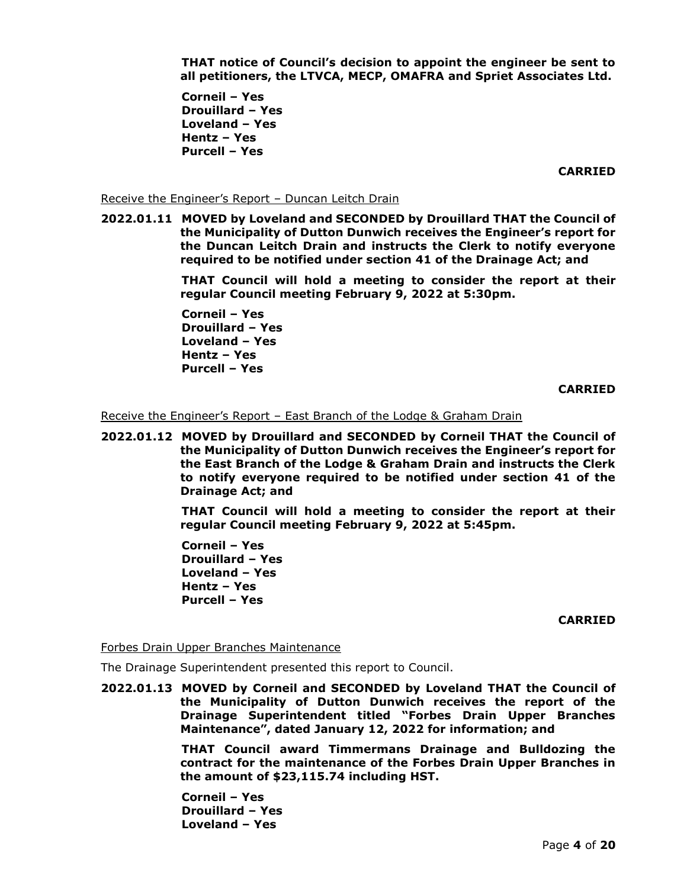**THAT notice of Council's decision to appoint the engineer be sent to all petitioners, the LTVCA, MECP, OMAFRA and Spriet Associates Ltd.**

**Corneil – Yes**
**Drouillard – Yes**
**Loveland – Yes**
**Hentz – Yes**
**Purcell – Yes**

**CARRIED**

Receive the Engineer's Report – Duncan Leitch Drain

**2022.01.11 MOVED by Loveland and SECONDED by Drouillard THAT the Council of the Municipality of Dutton Dunwich receives the Engineer's report for the Duncan Leitch Drain and instructs the Clerk to notify everyone required to be notified under section 41 of the Drainage Act; and**

**THAT Council will hold a meeting to consider the report at their regular Council meeting February 9, 2022 at 5:30pm.**

**Corneil – Yes**
**Drouillard – Yes**
**Loveland – Yes**
**Hentz – Yes**
**Purcell – Yes**

**CARRIED**

Receive the Engineer's Report – East Branch of the Lodge & Graham Drain

**2022.01.12 MOVED by Drouillard and SECONDED by Corneil THAT the Council of the Municipality of Dutton Dunwich receives the Engineer's report for the East Branch of the Lodge & Graham Drain and instructs the Clerk to notify everyone required to be notified under section 41 of the Drainage Act; and**

**THAT Council will hold a meeting to consider the report at their regular Council meeting February 9, 2022 at 5:45pm.**

**Corneil – Yes**
**Drouillard – Yes**
**Loveland – Yes**
**Hentz – Yes**
**Purcell – Yes**

**CARRIED**

Forbes Drain Upper Branches Maintenance

The Drainage Superintendent presented this report to Council.

**2022.01.13 MOVED by Corneil and SECONDED by Loveland THAT the Council of the Municipality of Dutton Dunwich receives the report of the Drainage Superintendent titled "Forbes Drain Upper Branches Maintenance", dated January 12, 2022 for information; and**

**THAT Council award Timmermans Drainage and Bulldozing the contract for the maintenance of the Forbes Drain Upper Branches in the amount of $23,115.74 including HST.**

**Corneil – Yes**
**Drouillard – Yes**
**Loveland – Yes**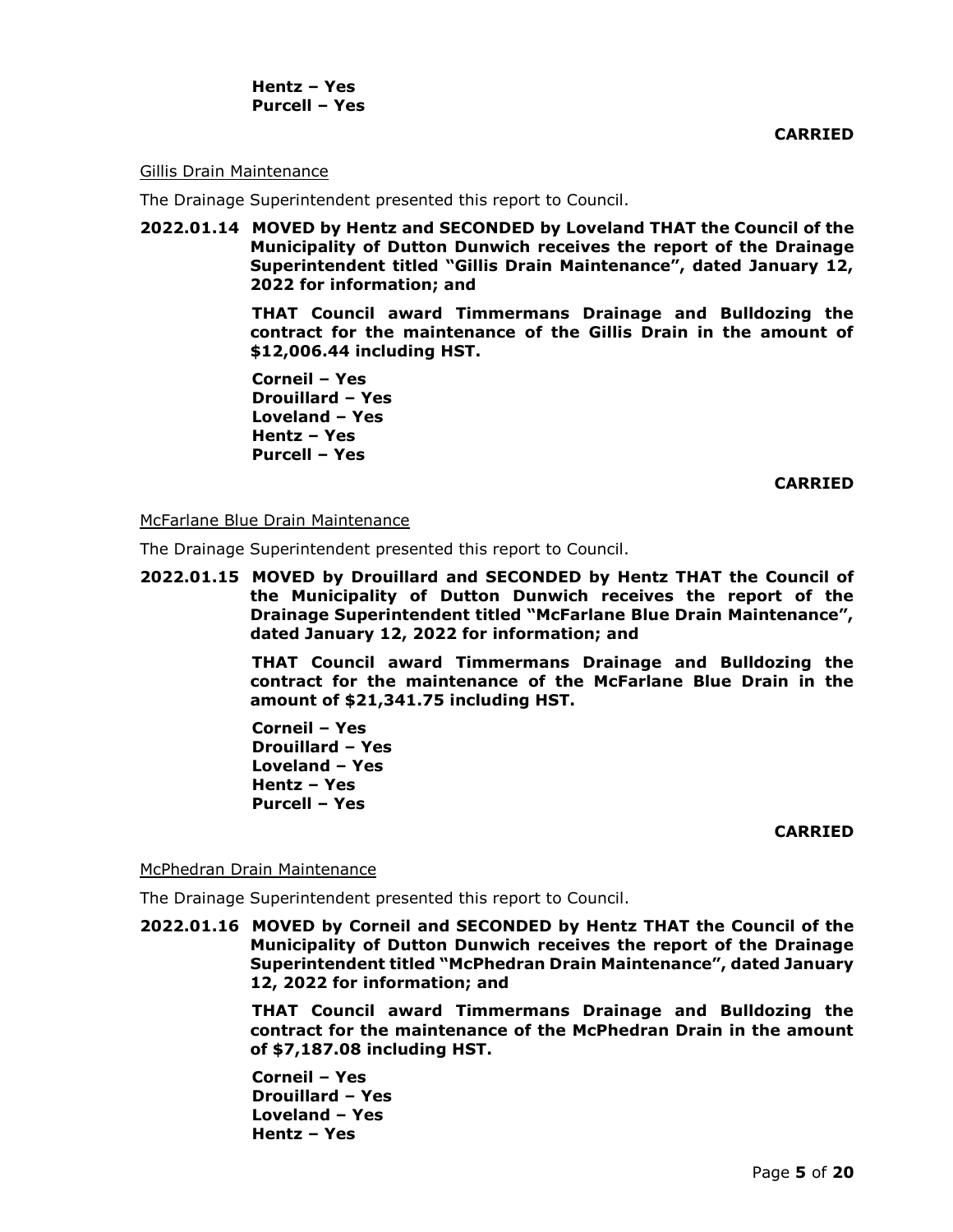**Hentz – Yes**
**Purcell – Yes**

**CARRIED**

Gillis Drain Maintenance

The Drainage Superintendent presented this report to Council.

**2022.01.14 MOVED by Hentz and SECONDED by Loveland THAT the Council of the Municipality of Dutton Dunwich receives the report of the Drainage Superintendent titled "Gillis Drain Maintenance", dated January 12, 2022 for information; and**

**THAT Council award Timmermans Drainage and Bulldozing the contract for the maintenance of the Gillis Drain in the amount of $12,006.44 including HST.**

**Corneil – Yes**
**Drouillard – Yes**
**Loveland – Yes**
**Hentz – Yes**
**Purcell – Yes**

**CARRIED**

McFarlane Blue Drain Maintenance

The Drainage Superintendent presented this report to Council.

**2022.01.15 MOVED by Drouillard and SECONDED by Hentz THAT the Council of the Municipality of Dutton Dunwich receives the report of the Drainage Superintendent titled "McFarlane Blue Drain Maintenance", dated January 12, 2022 for information; and**

**THAT Council award Timmermans Drainage and Bulldozing the contract for the maintenance of the McFarlane Blue Drain in the amount of $21,341.75 including HST.**

**Corneil – Yes**
**Drouillard – Yes**
**Loveland – Yes**
**Hentz – Yes**
**Purcell – Yes**

**CARRIED**

McPhedran Drain Maintenance

The Drainage Superintendent presented this report to Council.

**2022.01.16 MOVED by Corneil and SECONDED by Hentz THAT the Council of the Municipality of Dutton Dunwich receives the report of the Drainage Superintendent titled "McPhedran Drain Maintenance", dated January 12, 2022 for information; and**

**THAT Council award Timmermans Drainage and Bulldozing the contract for the maintenance of the McPhedran Drain in the amount of $7,187.08 including HST.**

**Corneil – Yes**
**Drouillard – Yes**
**Loveland – Yes**
**Hentz – Yes**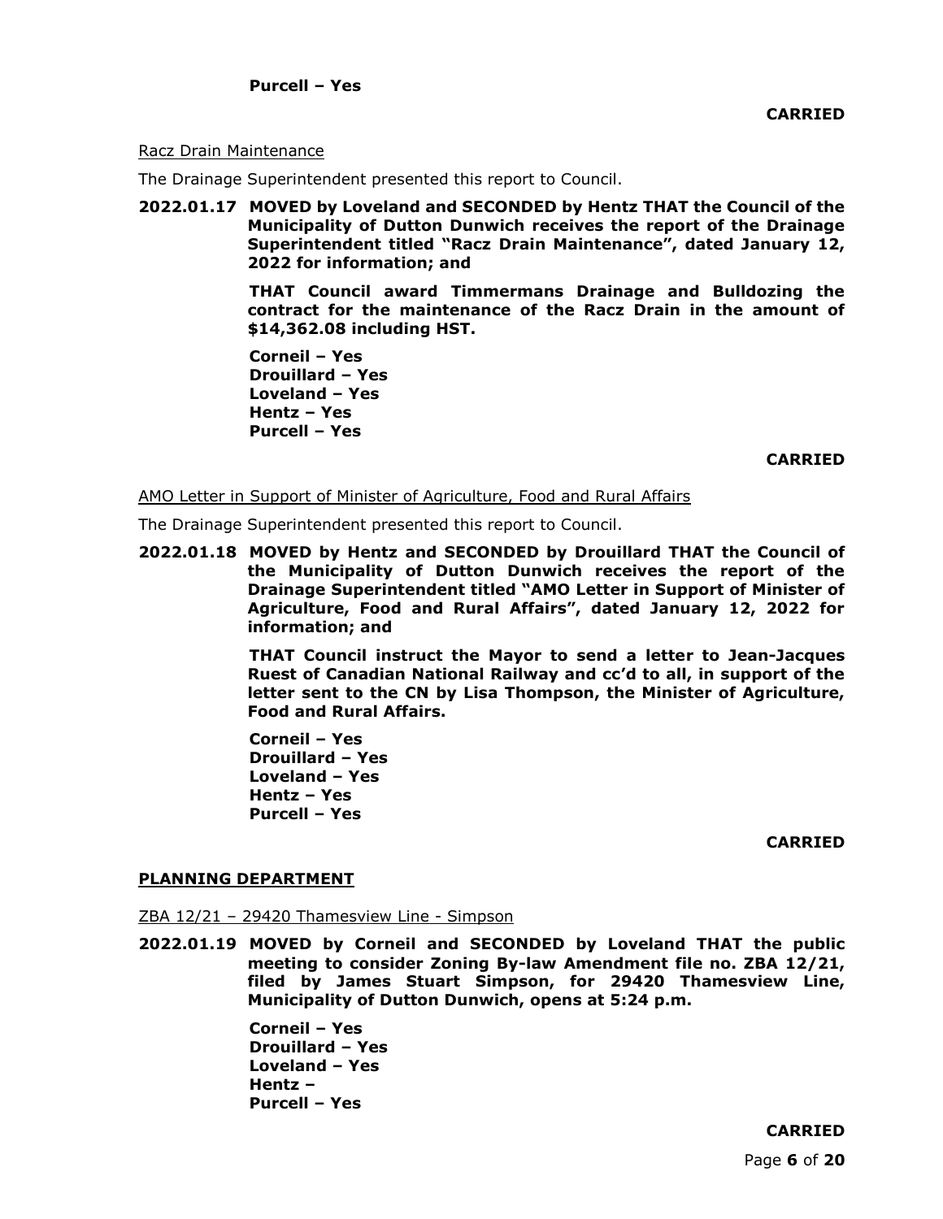**Purcell – Yes**

**CARRIED**

Racz Drain Maintenance

The Drainage Superintendent presented this report to Council.

**2022.01.17 MOVED by Loveland and SECONDED by Hentz THAT the Council of the Municipality of Dutton Dunwich receives the report of the Drainage Superintendent titled "Racz Drain Maintenance", dated January 12, 2022 for information; and**

**THAT Council award Timmermans Drainage and Bulldozing the contract for the maintenance of the Racz Drain in the amount of $14,362.08 including HST.**

**Corneil – Yes**
**Drouillard – Yes**
**Loveland – Yes**
**Hentz – Yes**
**Purcell – Yes**

**CARRIED**

AMO Letter in Support of Minister of Agriculture, Food and Rural Affairs

The Drainage Superintendent presented this report to Council.

**2022.01.18 MOVED by Hentz and SECONDED by Drouillard THAT the Council of the Municipality of Dutton Dunwich receives the report of the Drainage Superintendent titled "AMO Letter in Support of Minister of Agriculture, Food and Rural Affairs", dated January 12, 2022 for information; and**

**THAT Council instruct the Mayor to send a letter to Jean-Jacques Ruest of Canadian National Railway and cc'd to all, in support of the letter sent to the CN by Lisa Thompson, the Minister of Agriculture, Food and Rural Affairs.**

**Corneil – Yes**
**Drouillard – Yes**
**Loveland – Yes**
**Hentz – Yes**
**Purcell – Yes**

**CARRIED**

## PLANNING DEPARTMENT

ZBA 12/21 – 29420 Thamesview Line - Simpson

**2022.01.19 MOVED by Corneil and SECONDED by Loveland THAT the public meeting to consider Zoning By-law Amendment file no. ZBA 12/21, filed by James Stuart Simpson, for 29420 Thamesview Line, Municipality of Dutton Dunwich, opens at 5:24 p.m.**

**Corneil – Yes**
**Drouillard – Yes**
**Loveland – Yes**
**Hentz –**
**Purcell – Yes**

**CARRIED**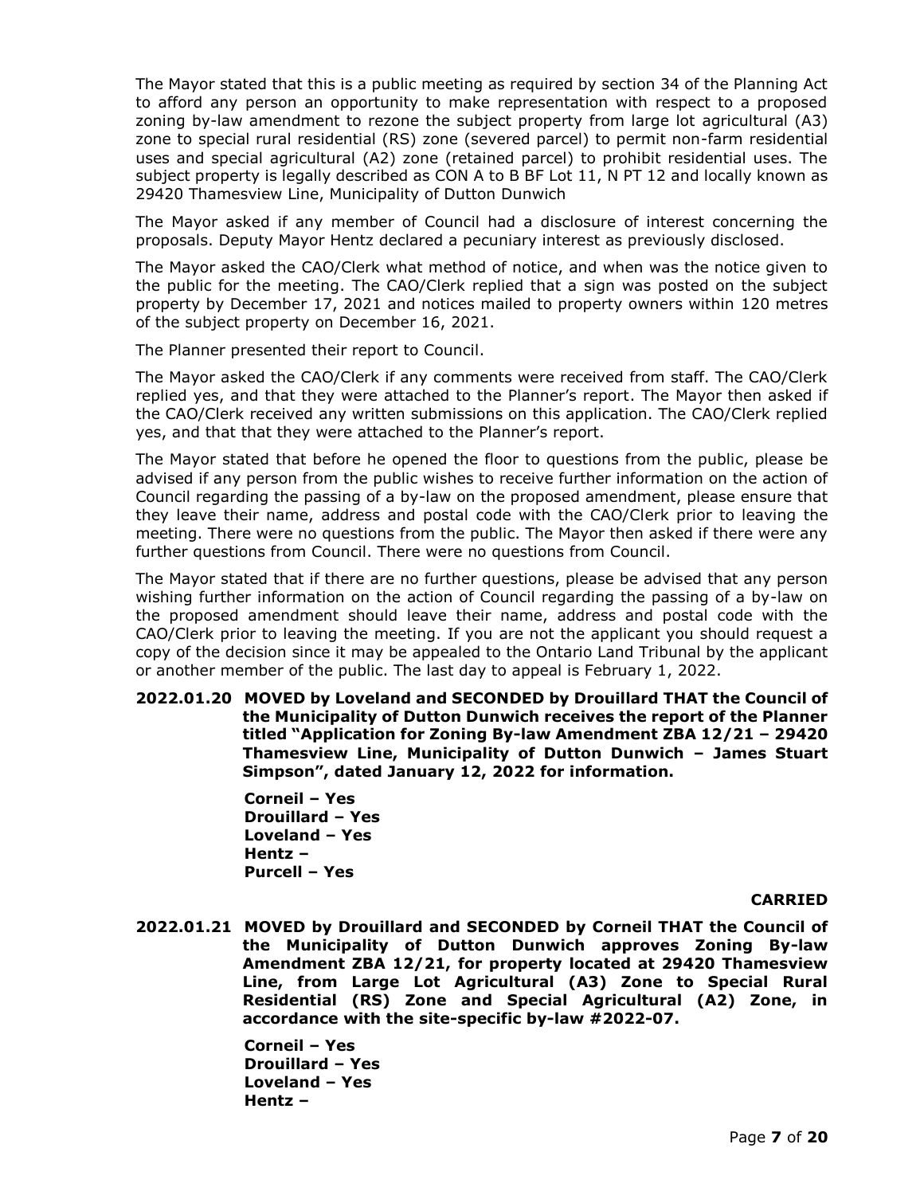The Mayor stated that this is a public meeting as required by section 34 of the Planning Act to afford any person an opportunity to make representation with respect to a proposed zoning by-law amendment to rezone the subject property from large lot agricultural (A3) zone to special rural residential (RS) zone (severed parcel) to permit non-farm residential uses and special agricultural (A2) zone (retained parcel) to prohibit residential uses. The subject property is legally described as CON A to B BF Lot 11, N PT 12 and locally known as 29420 Thamesview Line, Municipality of Dutton Dunwich

The Mayor asked if any member of Council had a disclosure of interest concerning the proposals. Deputy Mayor Hentz declared a pecuniary interest as previously disclosed.

The Mayor asked the CAO/Clerk what method of notice, and when was the notice given to the public for the meeting. The CAO/Clerk replied that a sign was posted on the subject property by December 17, 2021 and notices mailed to property owners within 120 metres of the subject property on December 16, 2021.

The Planner presented their report to Council.

The Mayor asked the CAO/Clerk if any comments were received from staff. The CAO/Clerk replied yes, and that they were attached to the Planner's report. The Mayor then asked if the CAO/Clerk received any written submissions on this application. The CAO/Clerk replied yes, and that that they were attached to the Planner's report.

The Mayor stated that before he opened the floor to questions from the public, please be advised if any person from the public wishes to receive further information on the action of Council regarding the passing of a by-law on the proposed amendment, please ensure that they leave their name, address and postal code with the CAO/Clerk prior to leaving the meeting. There were no questions from the public. The Mayor then asked if there were any further questions from Council. There were no questions from Council.

The Mayor stated that if there are no further questions, please be advised that any person wishing further information on the action of Council regarding the passing of a by-law on the proposed amendment should leave their name, address and postal code with the CAO/Clerk prior to leaving the meeting. If you are not the applicant you should request a copy of the decision since it may be appealed to the Ontario Land Tribunal by the applicant or another member of the public. The last day to appeal is February 1, 2022.

**2022.01.20 MOVED by Loveland and SECONDED by Drouillard THAT the Council of the Municipality of Dutton Dunwich receives the report of the Planner titled "Application for Zoning By-law Amendment ZBA 12/21 – 29420 Thamesview Line, Municipality of Dutton Dunwich – James Stuart Simpson", dated January 12, 2022 for information.**

**Corneil – Yes**
**Drouillard – Yes**
**Loveland – Yes**
**Hentz –**
**Purcell – Yes**

**CARRIED**

**2022.01.21 MOVED by Drouillard and SECONDED by Corneil THAT the Council of the Municipality of Dutton Dunwich approves Zoning By-law Amendment ZBA 12/21, for property located at 29420 Thamesview Line, from Large Lot Agricultural (A3) Zone to Special Rural Residential (RS) Zone and Special Agricultural (A2) Zone, in accordance with the site-specific by-law #2022-07.**

**Corneil – Yes**
**Drouillard – Yes**
**Loveland – Yes**
**Hentz –**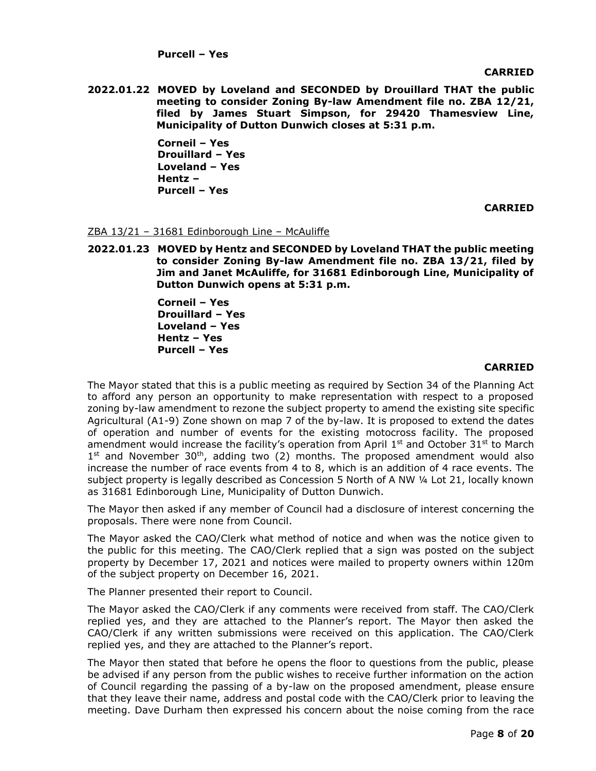**Purcell – Yes**

**CARRIED**

**2022.01.22 MOVED by Loveland and SECONDED by Drouillard THAT the public meeting to consider Zoning By-law Amendment file no. ZBA 12/21, filed by James Stuart Simpson, for 29420 Thamesview Line, Municipality of Dutton Dunwich closes at 5:31 p.m.**

**Corneil – Yes**
**Drouillard – Yes**
**Loveland – Yes**
**Hentz –**
**Purcell – Yes**

**CARRIED**

ZBA 13/21 – 31681 Edinborough Line – McAuliffe

**2022.01.23 MOVED by Hentz and SECONDED by Loveland THAT the public meeting to consider Zoning By-law Amendment file no. ZBA 13/21, filed by Jim and Janet McAuliffe, for 31681 Edinborough Line, Municipality of Dutton Dunwich opens at 5:31 p.m.**

**Corneil – Yes**
**Drouillard – Yes**
**Loveland – Yes**
**Hentz – Yes**
**Purcell – Yes**

**CARRIED**

The Mayor stated that this is a public meeting as required by Section 34 of the Planning Act to afford any person an opportunity to make representation with respect to a proposed zoning by-law amendment to rezone the subject property to amend the existing site specific Agricultural (A1-9) Zone shown on map 7 of the by-law. It is proposed to extend the dates of operation and number of events for the existing motocross facility. The proposed amendment would increase the facility's operation from April 1st and October 31st to March 1st and November 30th, adding two (2) months. The proposed amendment would also increase the number of race events from 4 to 8, which is an addition of 4 race events. The subject property is legally described as Concession 5 North of A NW ¼ Lot 21, locally known as 31681 Edinborough Line, Municipality of Dutton Dunwich.

The Mayor then asked if any member of Council had a disclosure of interest concerning the proposals. There were none from Council.

The Mayor asked the CAO/Clerk what method of notice and when was the notice given to the public for this meeting. The CAO/Clerk replied that a sign was posted on the subject property by December 17, 2021 and notices were mailed to property owners within 120m of the subject property on December 16, 2021.

The Planner presented their report to Council.

The Mayor asked the CAO/Clerk if any comments were received from staff. The CAO/Clerk replied yes, and they are attached to the Planner's report. The Mayor then asked the CAO/Clerk if any written submissions were received on this application. The CAO/Clerk replied yes, and they are attached to the Planner's report.

The Mayor then stated that before he opens the floor to questions from the public, please be advised if any person from the public wishes to receive further information on the action of Council regarding the passing of a by-law on the proposed amendment, please ensure that they leave their name, address and postal code with the CAO/Clerk prior to leaving the meeting. Dave Durham then expressed his concern about the noise coming from the race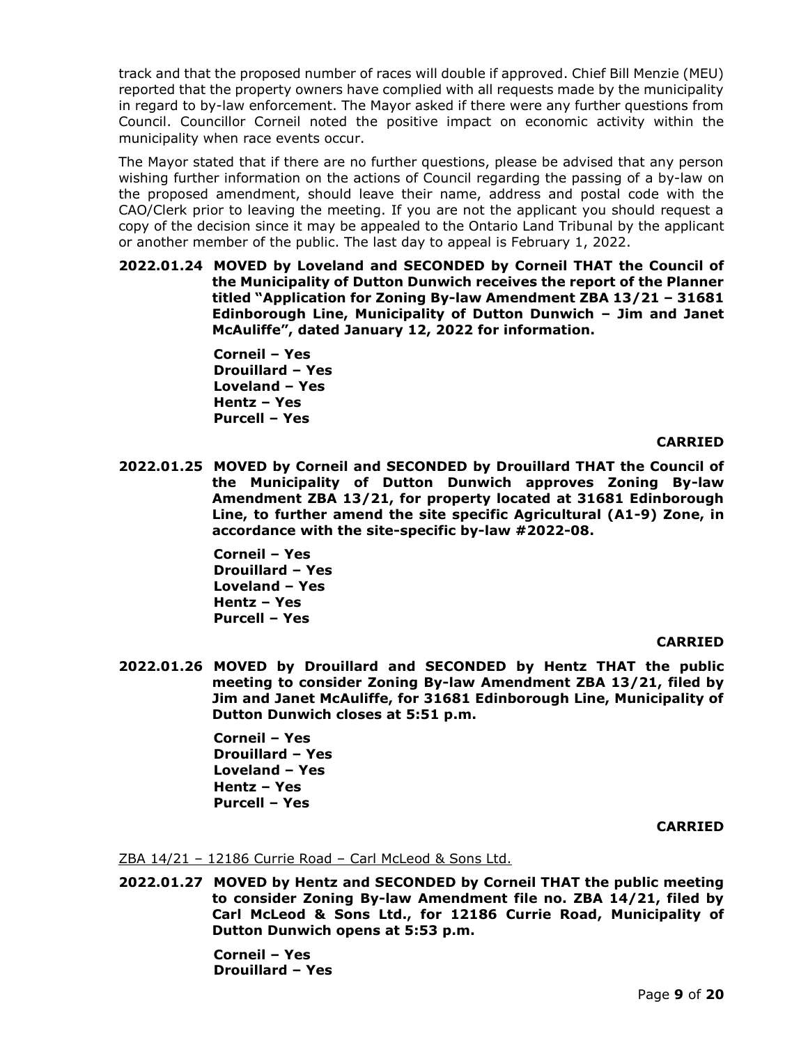track and that the proposed number of races will double if approved. Chief Bill Menzie (MEU) reported that the property owners have complied with all requests made by the municipality in regard to by-law enforcement. The Mayor asked if there were any further questions from Council. Councillor Corneil noted the positive impact on economic activity within the municipality when race events occur.

The Mayor stated that if there are no further questions, please be advised that any person wishing further information on the actions of Council regarding the passing of a by-law on the proposed amendment, should leave their name, address and postal code with the CAO/Clerk prior to leaving the meeting. If you are not the applicant you should request a copy of the decision since it may be appealed to the Ontario Land Tribunal by the applicant or another member of the public. The last day to appeal is February 1, 2022.

**2022.01.24 MOVED by Loveland and SECONDED by Corneil THAT the Council of the Municipality of Dutton Dunwich receives the report of the Planner titled "Application for Zoning By-law Amendment ZBA 13/21 – 31681 Edinborough Line, Municipality of Dutton Dunwich – Jim and Janet McAuliffe", dated January 12, 2022 for information.**

**Corneil – Yes**
**Drouillard – Yes**
**Loveland – Yes**
**Hentz – Yes**
**Purcell – Yes**

**CARRIED**

**2022.01.25 MOVED by Corneil and SECONDED by Drouillard THAT the Council of the Municipality of Dutton Dunwich approves Zoning By-law Amendment ZBA 13/21, for property located at 31681 Edinborough Line, to further amend the site specific Agricultural (A1-9) Zone, in accordance with the site-specific by-law #2022-08.**

**Corneil – Yes**
**Drouillard – Yes**
**Loveland – Yes**
**Hentz – Yes**
**Purcell – Yes**

**CARRIED**

**2022.01.26 MOVED by Drouillard and SECONDED by Hentz THAT the public meeting to consider Zoning By-law Amendment ZBA 13/21, filed by Jim and Janet McAuliffe, for 31681 Edinborough Line, Municipality of Dutton Dunwich closes at 5:51 p.m.**

**Corneil – Yes**
**Drouillard – Yes**
**Loveland – Yes**
**Hentz – Yes**
**Purcell – Yes**

**CARRIED**

<u>ZBA 14/21 – 12186 Currie Road – Carl McLeod & Sons Ltd.</u>

**2022.01.27 MOVED by Hentz and SECONDED by Corneil THAT the public meeting to consider Zoning By-law Amendment file no. ZBA 14/21, filed by Carl McLeod & Sons Ltd., for 12186 Currie Road, Municipality of Dutton Dunwich opens at 5:53 p.m.**

**Corneil – Yes**
**Drouillard – Yes**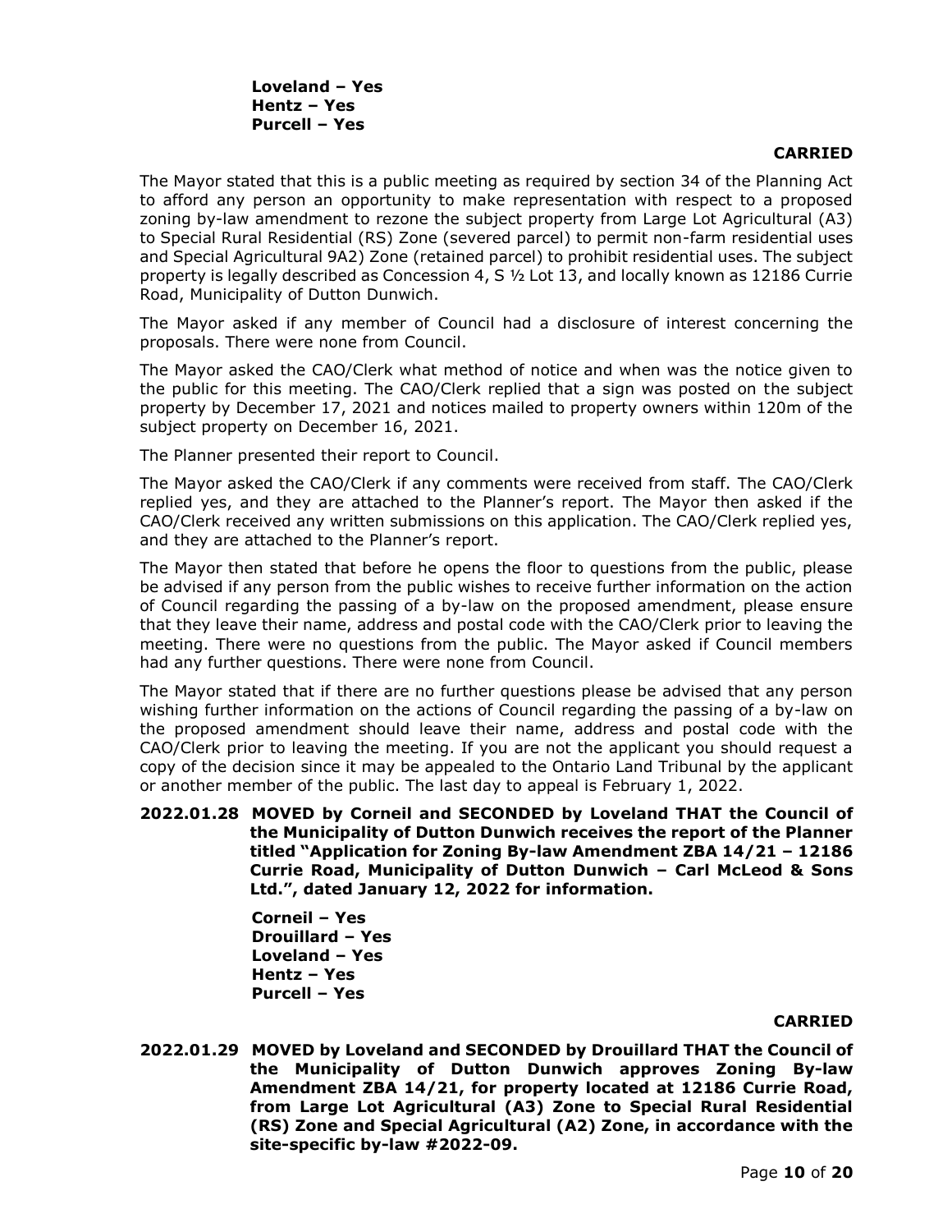**Loveland – Yes**
**Hentz – Yes**
**Purcell – Yes**

**CARRIED**

The Mayor stated that this is a public meeting as required by section 34 of the Planning Act to afford any person an opportunity to make representation with respect to a proposed zoning by-law amendment to rezone the subject property from Large Lot Agricultural (A3) to Special Rural Residential (RS) Zone (severed parcel) to permit non-farm residential uses and Special Agricultural 9A2) Zone (retained parcel) to prohibit residential uses. The subject property is legally described as Concession 4, S ½ Lot 13, and locally known as 12186 Currie Road, Municipality of Dutton Dunwich.

The Mayor asked if any member of Council had a disclosure of interest concerning the proposals. There were none from Council.

The Mayor asked the CAO/Clerk what method of notice and when was the notice given to the public for this meeting. The CAO/Clerk replied that a sign was posted on the subject property by December 17, 2021 and notices mailed to property owners within 120m of the subject property on December 16, 2021.

The Planner presented their report to Council.

The Mayor asked the CAO/Clerk if any comments were received from staff. The CAO/Clerk replied yes, and they are attached to the Planner's report. The Mayor then asked if the CAO/Clerk received any written submissions on this application. The CAO/Clerk replied yes, and they are attached to the Planner's report.

The Mayor then stated that before he opens the floor to questions from the public, please be advised if any person from the public wishes to receive further information on the action of Council regarding the passing of a by-law on the proposed amendment, please ensure that they leave their name, address and postal code with the CAO/Clerk prior to leaving the meeting. There were no questions from the public. The Mayor asked if Council members had any further questions. There were none from Council.

The Mayor stated that if there are no further questions please be advised that any person wishing further information on the actions of Council regarding the passing of a by-law on the proposed amendment should leave their name, address and postal code with the CAO/Clerk prior to leaving the meeting. If you are not the applicant you should request a copy of the decision since it may be appealed to the Ontario Land Tribunal by the applicant or another member of the public. The last day to appeal is February 1, 2022.

**2022.01.28 MOVED by Corneil and SECONDED by Loveland THAT the Council of the Municipality of Dutton Dunwich receives the report of the Planner titled "Application for Zoning By-law Amendment ZBA 14/21 – 12186 Currie Road, Municipality of Dutton Dunwich – Carl McLeod & Sons Ltd.", dated January 12, 2022 for information.**

**Corneil – Yes**
**Drouillard – Yes**
**Loveland – Yes**
**Hentz – Yes**
**Purcell – Yes**

**CARRIED**

**2022.01.29 MOVED by Loveland and SECONDED by Drouillard THAT the Council of the Municipality of Dutton Dunwich approves Zoning By-law Amendment ZBA 14/21, for property located at 12186 Currie Road, from Large Lot Agricultural (A3) Zone to Special Rural Residential (RS) Zone and Special Agricultural (A2) Zone, in accordance with the site-specific by-law #2022-09.**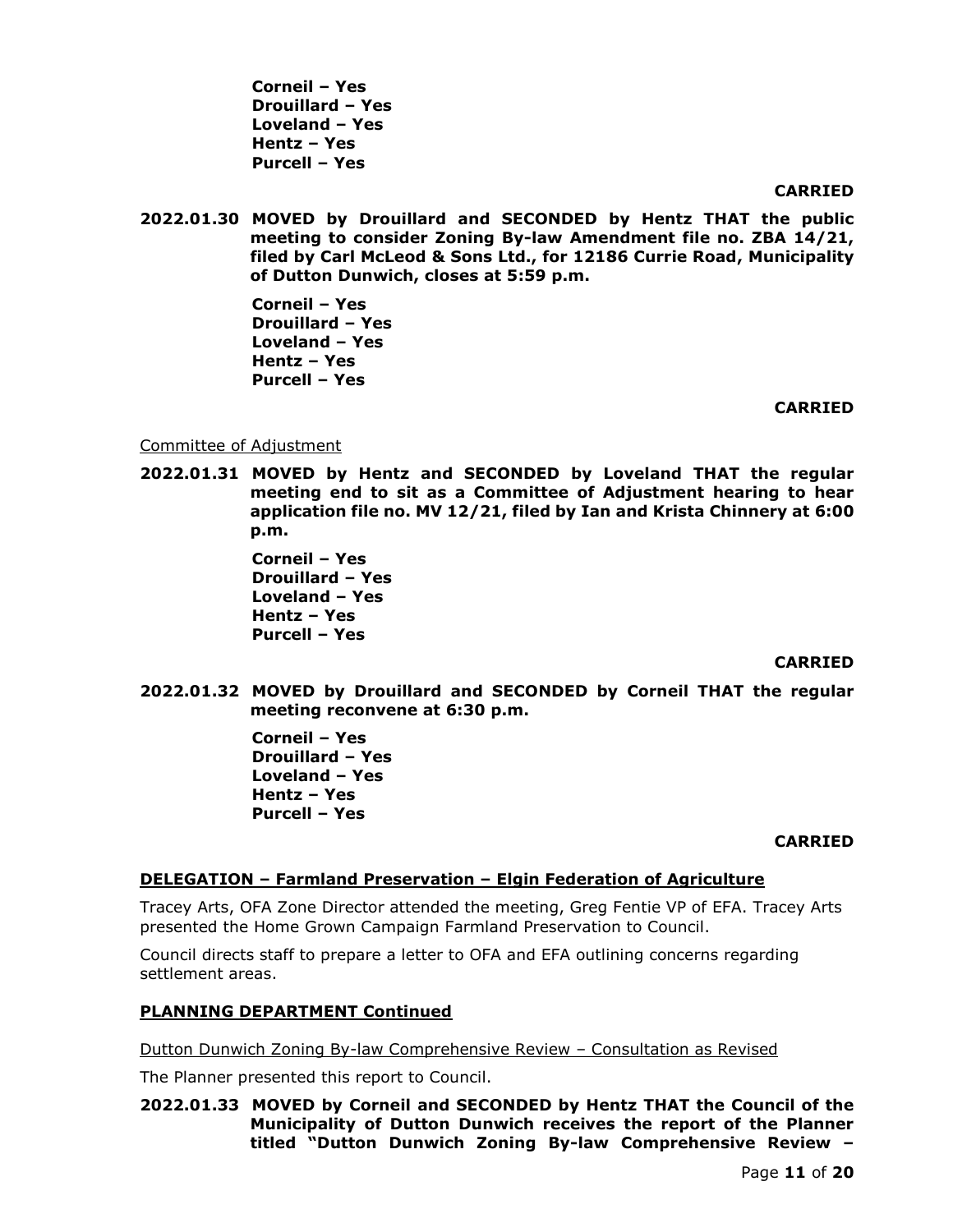**Corneil – Yes**
**Drouillard – Yes**
**Loveland – Yes**
**Hentz – Yes**
**Purcell – Yes**

**CARRIED**

**2022.01.30 MOVED by Drouillard and SECONDED by Hentz THAT the public meeting to consider Zoning By-law Amendment file no. ZBA 14/21, filed by Carl McLeod & Sons Ltd., for 12186 Currie Road, Municipality of Dutton Dunwich, closes at 5:59 p.m.**

**Corneil – Yes**
**Drouillard – Yes**
**Loveland – Yes**
**Hentz – Yes**
**Purcell – Yes**

**CARRIED**

Committee of Adjustment

**2022.01.31 MOVED by Hentz and SECONDED by Loveland THAT the regular meeting end to sit as a Committee of Adjustment hearing to hear application file no. MV 12/21, filed by Ian and Krista Chinnery at 6:00 p.m.**

**Corneil – Yes**
**Drouillard – Yes**
**Loveland – Yes**
**Hentz – Yes**
**Purcell – Yes**

**CARRIED**

**2022.01.32 MOVED by Drouillard and SECONDED by Corneil THAT the regular meeting reconvene at 6:30 p.m.**

**Corneil – Yes**
**Drouillard – Yes**
**Loveland – Yes**
**Hentz – Yes**
**Purcell – Yes**

**CARRIED**

**DELEGATION – Farmland Preservation – Elgin Federation of Agriculture**

Tracey Arts, OFA Zone Director attended the meeting, Greg Fentie VP of EFA. Tracey Arts presented the Home Grown Campaign Farmland Preservation to Council.

Council directs staff to prepare a letter to OFA and EFA outlining concerns regarding settlement areas.

**PLANNING DEPARTMENT Continued**

Dutton Dunwich Zoning By-law Comprehensive Review – Consultation as Revised

The Planner presented this report to Council.

**2022.01.33 MOVED by Corneil and SECONDED by Hentz THAT the Council of the Municipality of Dutton Dunwich receives the report of the Planner titled "Dutton Dunwich Zoning By-law Comprehensive Review –**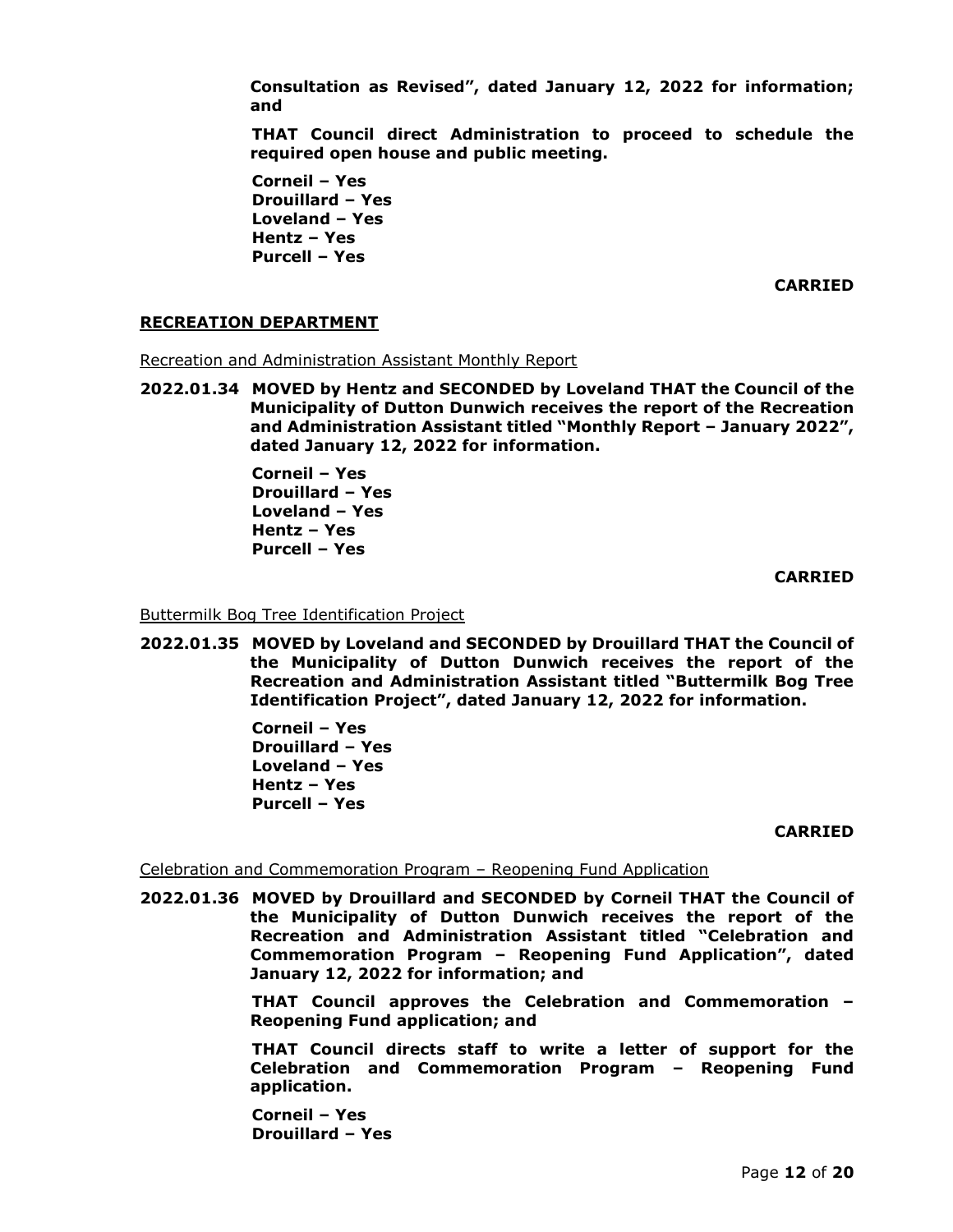**Consultation as Revised", dated January 12, 2022 for information; and**

**THAT Council direct Administration to proceed to schedule the required open house and public meeting.**

**Corneil – Yes**
**Drouillard – Yes**
**Loveland – Yes**
**Hentz – Yes**
**Purcell – Yes**

**CARRIED**

## RECREATION DEPARTMENT

Recreation and Administration Assistant Monthly Report

**2022.01.34 MOVED by Hentz and SECONDED by Loveland THAT the Council of the Municipality of Dutton Dunwich receives the report of the Recreation and Administration Assistant titled "Monthly Report – January 2022", dated January 12, 2022 for information.**

**Corneil – Yes**
**Drouillard – Yes**
**Loveland – Yes**
**Hentz – Yes**
**Purcell – Yes**

**CARRIED**

Buttermilk Bog Tree Identification Project

**2022.01.35 MOVED by Loveland and SECONDED by Drouillard THAT the Council of the Municipality of Dutton Dunwich receives the report of the Recreation and Administration Assistant titled "Buttermilk Bog Tree Identification Project", dated January 12, 2022 for information.**

**Corneil – Yes**
**Drouillard – Yes**
**Loveland – Yes**
**Hentz – Yes**
**Purcell – Yes**

**CARRIED**

Celebration and Commemoration Program – Reopening Fund Application

**2022.01.36 MOVED by Drouillard and SECONDED by Corneil THAT the Council of the Municipality of Dutton Dunwich receives the report of the Recreation and Administration Assistant titled "Celebration and Commemoration Program – Reopening Fund Application", dated January 12, 2022 for information; and**

**THAT Council approves the Celebration and Commemoration – Reopening Fund application; and**

**THAT Council directs staff to write a letter of support for the Celebration and Commemoration Program – Reopening Fund application.**

**Corneil – Yes**
**Drouillard – Yes**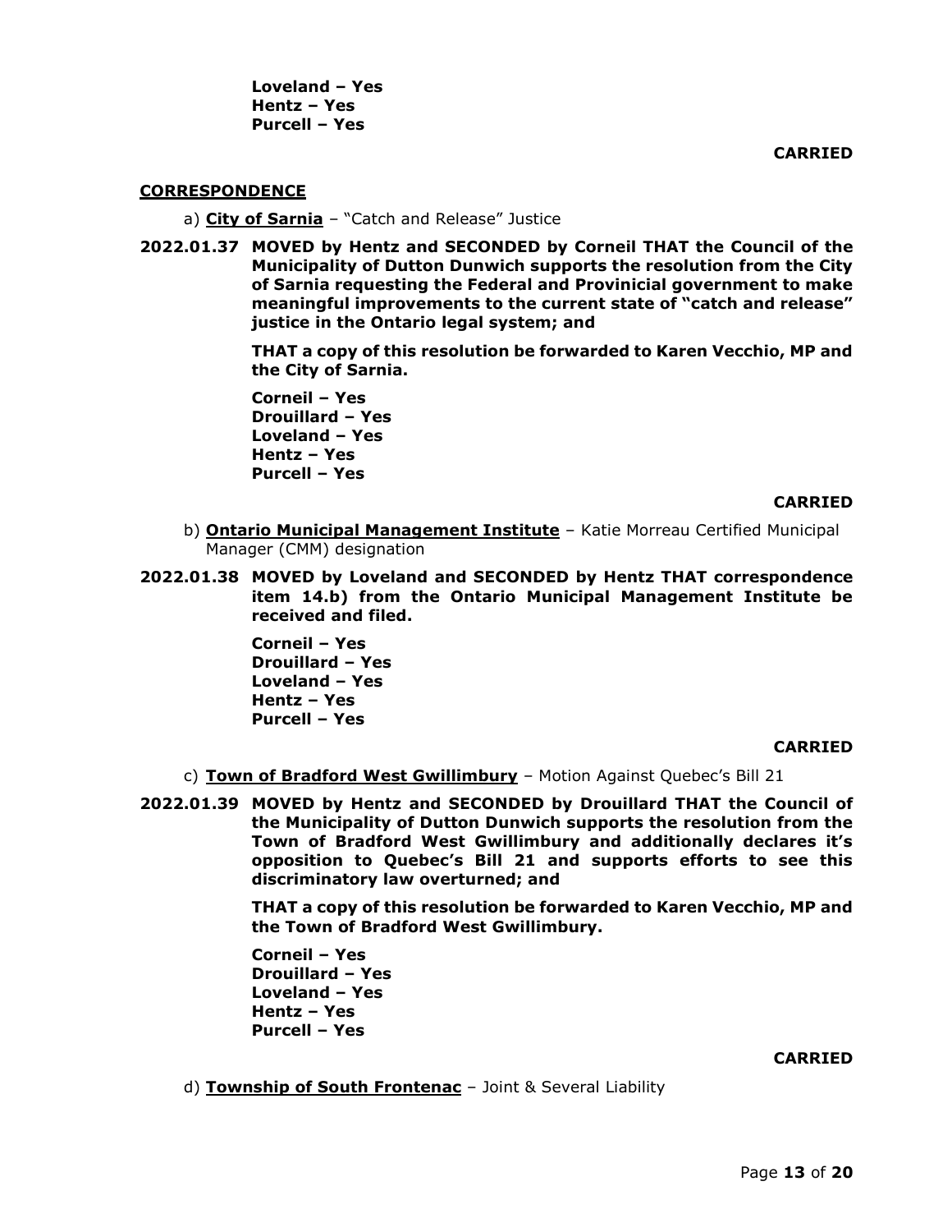**Loveland – Yes**
**Hentz – Yes**
**Purcell – Yes**

**CARRIED**

## CORRESPONDENCE

a) **City of Sarnia** – "Catch and Release" Justice

**2022.01.37 MOVED by Hentz and SECONDED by Corneil THAT the Council of the Municipality of Dutton Dunwich supports the resolution from the City of Sarnia requesting the Federal and Provinicial government to make meaningful improvements to the current state of "catch and release" justice in the Ontario legal system; and**

**THAT a copy of this resolution be forwarded to Karen Vecchio, MP and the City of Sarnia.**

**Corneil – Yes**
**Drouillard – Yes**
**Loveland – Yes**
**Hentz – Yes**
**Purcell – Yes**

**CARRIED**

b) **Ontario Municipal Management Institute** – Katie Morreau Certified Municipal Manager (CMM) designation

**2022.01.38 MOVED by Loveland and SECONDED by Hentz THAT correspondence item 14.b) from the Ontario Municipal Management Institute be received and filed.**

**Corneil – Yes**
**Drouillard – Yes**
**Loveland – Yes**
**Hentz – Yes**
**Purcell – Yes**

**CARRIED**

c) **Town of Bradford West Gwillimbury** – Motion Against Quebec's Bill 21

**2022.01.39 MOVED by Hentz and SECONDED by Drouillard THAT the Council of the Municipality of Dutton Dunwich supports the resolution from the Town of Bradford West Gwillimbury and additionally declares it's opposition to Quebec's Bill 21 and supports efforts to see this discriminatory law overturned; and**

**THAT a copy of this resolution be forwarded to Karen Vecchio, MP and the Town of Bradford West Gwillimbury.**

**Corneil – Yes**
**Drouillard – Yes**
**Loveland – Yes**
**Hentz – Yes**
**Purcell – Yes**

**CARRIED**

d) **Township of South Frontenac** – Joint & Several Liability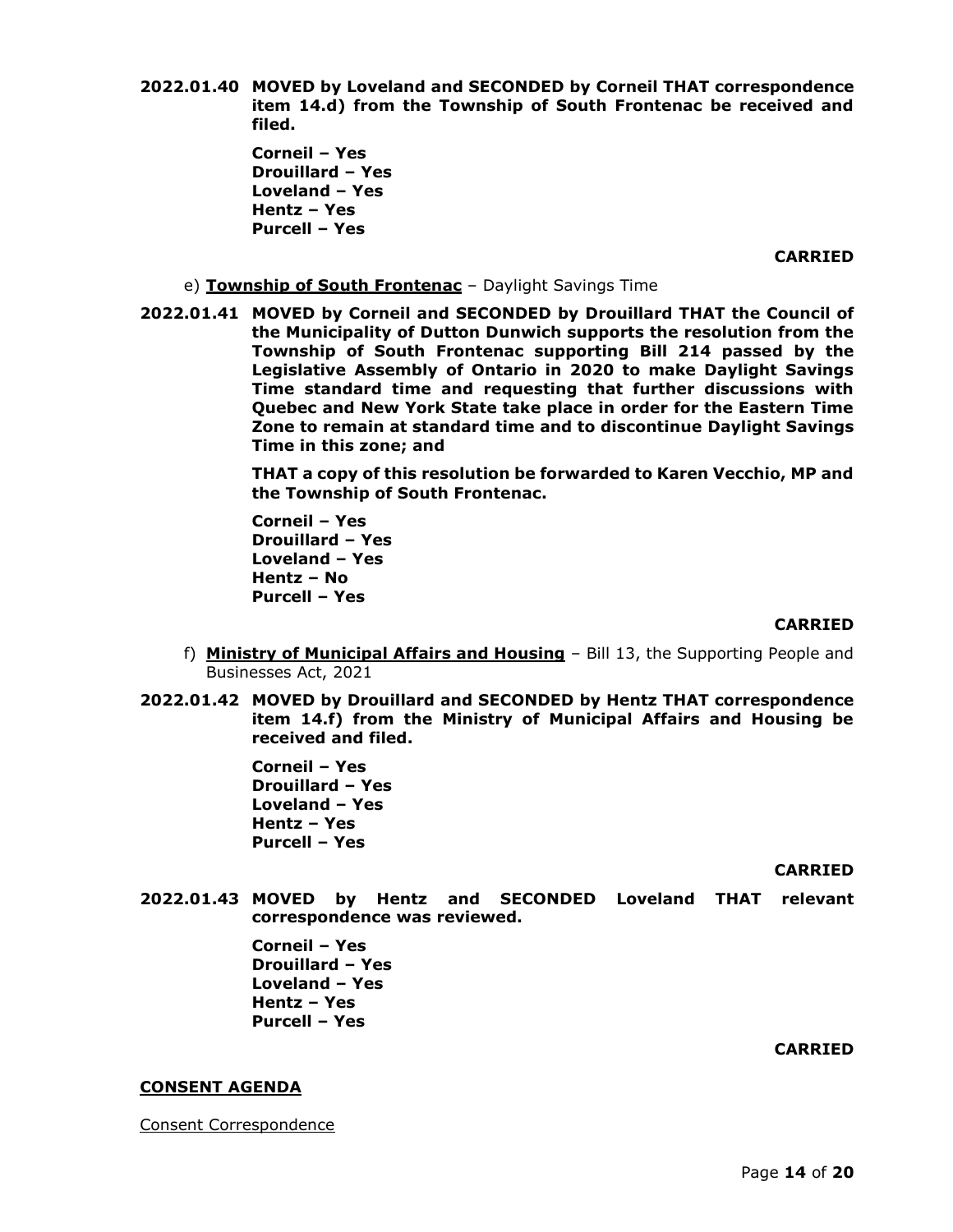**2022.01.40 MOVED by Loveland and SECONDED by Corneil THAT correspondence item 14.d) from the Township of South Frontenac be received and filed.**

**Corneil – Yes**
**Drouillard – Yes**
**Loveland – Yes**
**Hentz – Yes**
**Purcell – Yes**

**CARRIED**

e) **Township of South Frontenac** – Daylight Savings Time

**2022.01.41 MOVED by Corneil and SECONDED by Drouillard THAT the Council of the Municipality of Dutton Dunwich supports the resolution from the Township of South Frontenac supporting Bill 214 passed by the Legislative Assembly of Ontario in 2020 to make Daylight Savings Time standard time and requesting that further discussions with Quebec and New York State take place in order for the Eastern Time Zone to remain at standard time and to discontinue Daylight Savings Time in this zone; and**

**THAT a copy of this resolution be forwarded to Karen Vecchio, MP and the Township of South Frontenac.**

**Corneil – Yes**
**Drouillard – Yes**
**Loveland – Yes**
**Hentz – No**
**Purcell – Yes**

**CARRIED**

f) **Ministry of Municipal Affairs and Housing** – Bill 13, the Supporting People and Businesses Act, 2021

**2022.01.42 MOVED by Drouillard and SECONDED by Hentz THAT correspondence item 14.f) from the Ministry of Municipal Affairs and Housing be received and filed.**

**Corneil – Yes**
**Drouillard – Yes**
**Loveland – Yes**
**Hentz – Yes**
**Purcell – Yes**

**CARRIED**

**2022.01.43 MOVED by Hentz and SECONDED Loveland THAT relevant correspondence was reviewed.**

**Corneil – Yes**
**Drouillard – Yes**
**Loveland – Yes**
**Hentz – Yes**
**Purcell – Yes**

**CARRIED**

**CONSENT AGENDA**

Consent Correspondence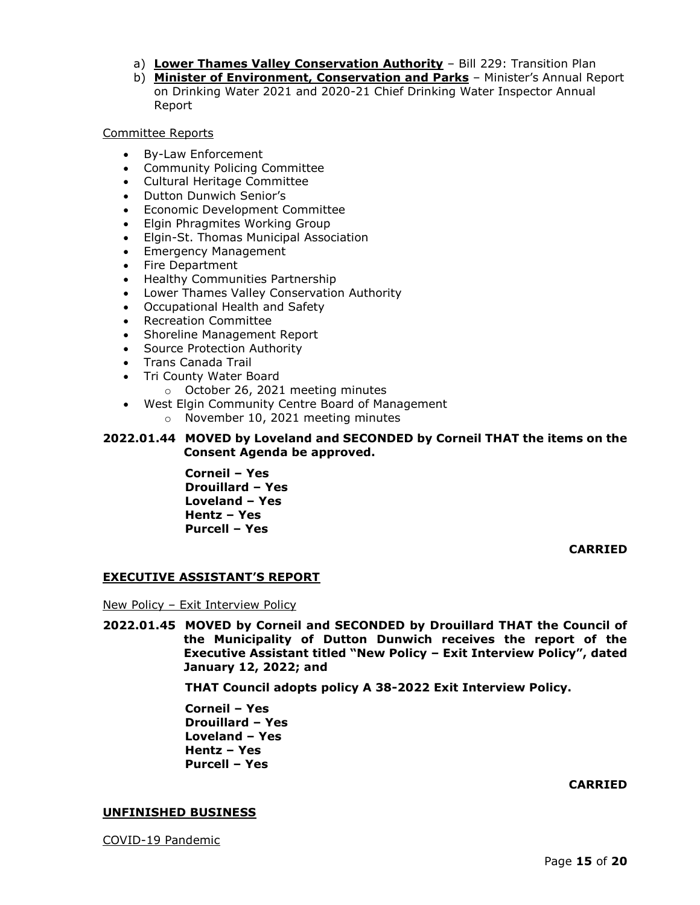a) **Lower Thames Valley Conservation Authority** – Bill 229: Transition Plan
b) **Minister of Environment, Conservation and Parks** – Minister's Annual Report on Drinking Water 2021 and 2020-21 Chief Drinking Water Inspector Annual Report

Committee Reports

- By-Law Enforcement
- Community Policing Committee
- Cultural Heritage Committee
- Dutton Dunwich Senior's
- Economic Development Committee
- Elgin Phragmites Working Group
- Elgin-St. Thomas Municipal Association
- Emergency Management
- Fire Department
- Healthy Communities Partnership
- Lower Thames Valley Conservation Authority
- Occupational Health and Safety
- Recreation Committee
- Shoreline Management Report
- Source Protection Authority
- Trans Canada Trail
- Tri County Water Board
    - October 26, 2021 meeting minutes
- West Elgin Community Centre Board of Management
    - November 10, 2021 meeting minutes

**2022.01.44 MOVED by Loveland and SECONDED by Corneil THAT the items on the Consent Agenda be approved.**

**Corneil – Yes**
**Drouillard – Yes**
**Loveland – Yes**
**Hentz – Yes**
**Purcell – Yes**

**CARRIED**

## EXECUTIVE ASSISTANT'S REPORT

New Policy – Exit Interview Policy

**2022.01.45 MOVED by Corneil and SECONDED by Drouillard THAT the Council of the Municipality of Dutton Dunwich receives the report of the Executive Assistant titled "New Policy – Exit Interview Policy", dated January 12, 2022; and**

**THAT Council adopts policy A 38-2022 Exit Interview Policy.**

**Corneil – Yes**
**Drouillard – Yes**
**Loveland – Yes**
**Hentz – Yes**
**Purcell – Yes**

**CARRIED**

## UNFINISHED BUSINESS

COVID-19 Pandemic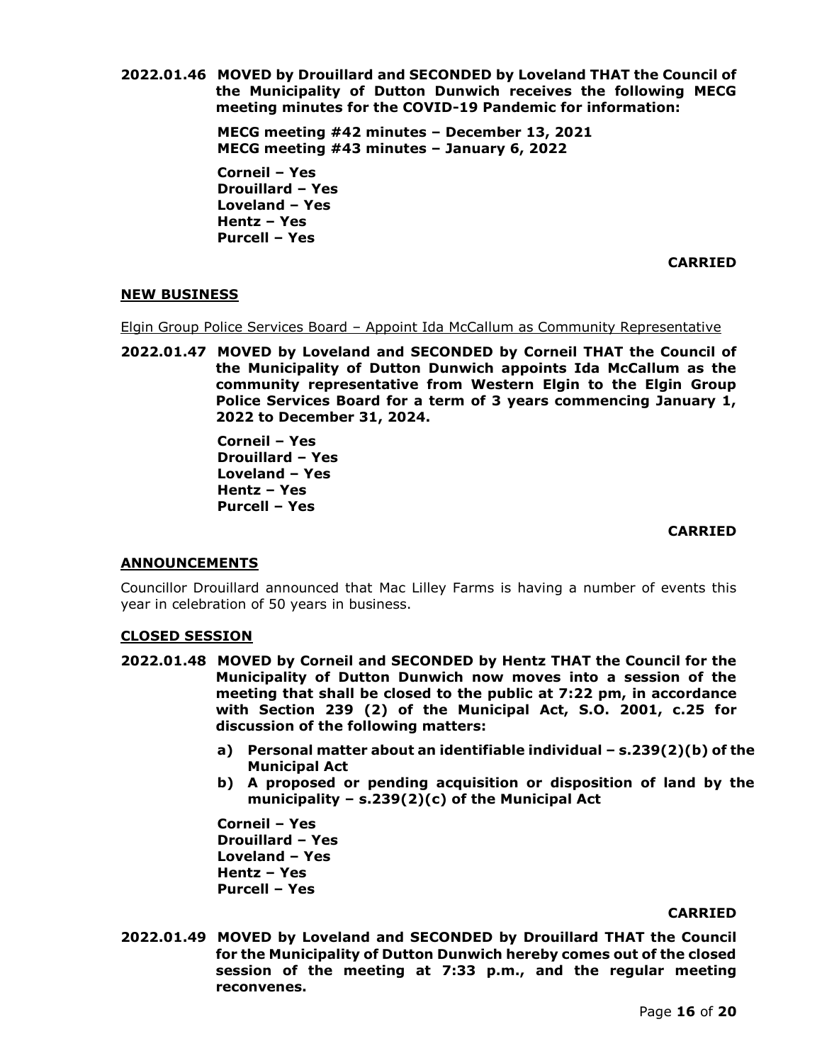**2022.01.46 MOVED by Drouillard and SECONDED by Loveland THAT the Council of the Municipality of Dutton Dunwich receives the following MECG meeting minutes for the COVID-19 Pandemic for information:**

**MECG meeting #42 minutes – December 13, 2021**
**MECG meeting #43 minutes – January 6, 2022**

**Corneil – Yes**
**Drouillard – Yes**
**Loveland – Yes**
**Hentz – Yes**
**Purcell – Yes**

**CARRIED**

## NEW BUSINESS

Elgin Group Police Services Board – Appoint Ida McCallum as Community Representative

**2022.01.47 MOVED by Loveland and SECONDED by Corneil THAT the Council of the Municipality of Dutton Dunwich appoints Ida McCallum as the community representative from Western Elgin to the Elgin Group Police Services Board for a term of 3 years commencing January 1, 2022 to December 31, 2024.**

**Corneil – Yes**
**Drouillard – Yes**
**Loveland – Yes**
**Hentz – Yes**
**Purcell – Yes**

**CARRIED**

## ANNOUNCEMENTS

Councillor Drouillard announced that Mac Lilley Farms is having a number of events this year in celebration of 50 years in business.

## CLOSED SESSION

**2022.01.48 MOVED by Corneil and SECONDED by Hentz THAT the Council for the Municipality of Dutton Dunwich now moves into a session of the meeting that shall be closed to the public at 7:22 pm, in accordance with Section 239 (2) of the Municipal Act, S.O. 2001, c.25 for discussion of the following matters:**

**a) Personal matter about an identifiable individual – s.239(2)(b) of the Municipal Act**
**b) A proposed or pending acquisition or disposition of land by the municipality – s.239(2)(c) of the Municipal Act**

**Corneil – Yes**
**Drouillard – Yes**
**Loveland – Yes**
**Hentz – Yes**
**Purcell – Yes**

**CARRIED**

**2022.01.49 MOVED by Loveland and SECONDED by Drouillard THAT the Council for the Municipality of Dutton Dunwich hereby comes out of the closed session of the meeting at 7:33 p.m., and the regular meeting reconvenes.**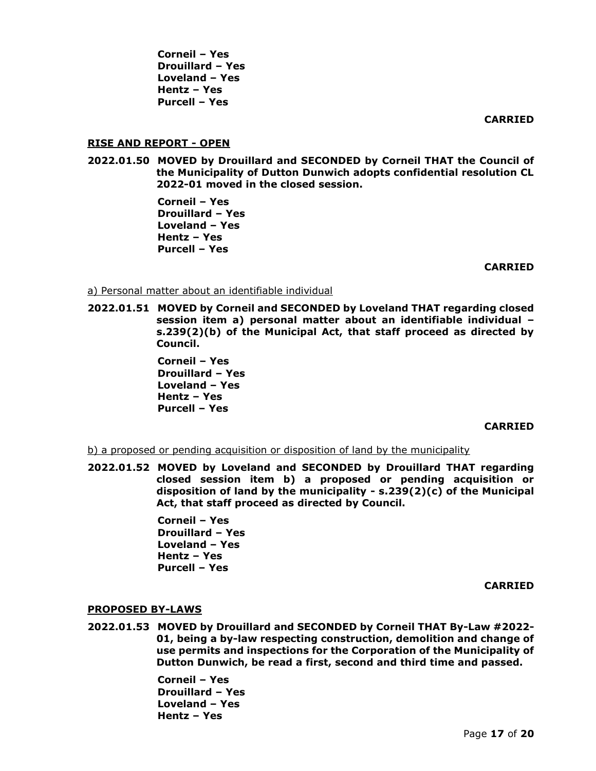**Corneil – Yes**
**Drouillard – Yes**
**Loveland – Yes**
**Hentz – Yes**
**Purcell – Yes**

**CARRIED**

**RISE AND REPORT - OPEN**

**2022.01.50 MOVED by Drouillard and SECONDED by Corneil THAT the Council of the Municipality of Dutton Dunwich adopts confidential resolution CL 2022-01 moved in the closed session.**

**Corneil – Yes**
**Drouillard – Yes**
**Loveland – Yes**
**Hentz – Yes**
**Purcell – Yes**

**CARRIED**

a) Personal matter about an identifiable individual

**2022.01.51 MOVED by Corneil and SECONDED by Loveland THAT regarding closed session item a) personal matter about an identifiable individual – s.239(2)(b) of the Municipal Act, that staff proceed as directed by Council.**

**Corneil – Yes**
**Drouillard – Yes**
**Loveland – Yes**
**Hentz – Yes**
**Purcell – Yes**

**CARRIED**

b) a proposed or pending acquisition or disposition of land by the municipality

**2022.01.52 MOVED by Loveland and SECONDED by Drouillard THAT regarding closed session item b) a proposed or pending acquisition or disposition of land by the municipality - s.239(2)(c) of the Municipal Act, that staff proceed as directed by Council.**

**Corneil – Yes**
**Drouillard – Yes**
**Loveland – Yes**
**Hentz – Yes**
**Purcell – Yes**

**CARRIED**

**PROPOSED BY-LAWS**

**2022.01.53 MOVED by Drouillard and SECONDED by Corneil THAT By-Law #2022-01, being a by-law respecting construction, demolition and change of use permits and inspections for the Corporation of the Municipality of Dutton Dunwich, be read a first, second and third time and passed.**

**Corneil – Yes**
**Drouillard – Yes**
**Loveland – Yes**
**Hentz – Yes**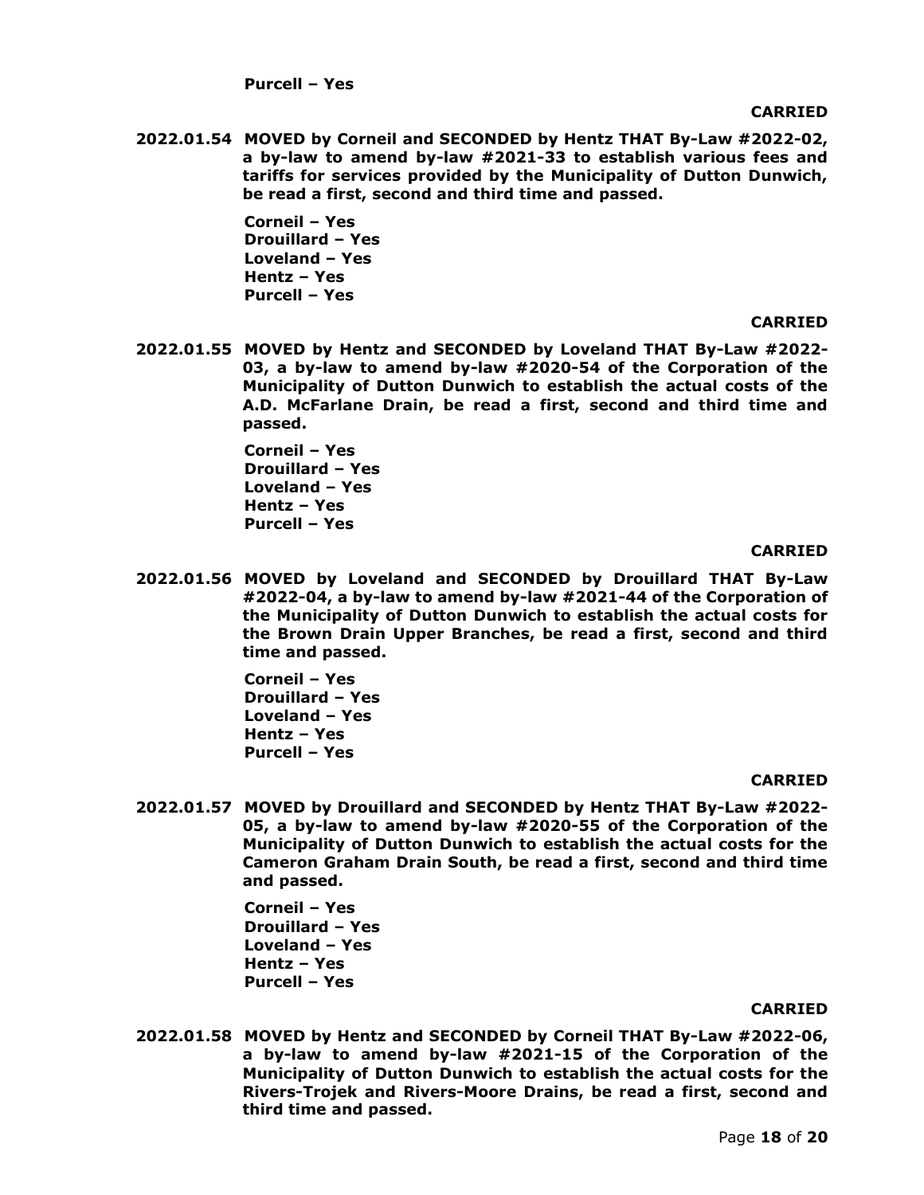**Purcell – Yes**

**CARRIED**

**2022.01.54 MOVED by Corneil and SECONDED by Hentz THAT By-Law #2022-02, a by-law to amend by-law #2021-33 to establish various fees and tariffs for services provided by the Municipality of Dutton Dunwich, be read a first, second and third time and passed.**

**Corneil – Yes**
**Drouillard – Yes**
**Loveland – Yes**
**Hentz – Yes**
**Purcell – Yes**

**CARRIED**

**2022.01.55 MOVED by Hentz and SECONDED by Loveland THAT By-Law #2022-03, a by-law to amend by-law #2020-54 of the Corporation of the Municipality of Dutton Dunwich to establish the actual costs of the A.D. McFarlane Drain, be read a first, second and third time and passed.**

**Corneil – Yes**
**Drouillard – Yes**
**Loveland – Yes**
**Hentz – Yes**
**Purcell – Yes**

**CARRIED**

**2022.01.56 MOVED by Loveland and SECONDED by Drouillard THAT By-Law #2022-04, a by-law to amend by-law #2021-44 of the Corporation of the Municipality of Dutton Dunwich to establish the actual costs for the Brown Drain Upper Branches, be read a first, second and third time and passed.**

**Corneil – Yes**
**Drouillard – Yes**
**Loveland – Yes**
**Hentz – Yes**
**Purcell – Yes**

**CARRIED**

**2022.01.57 MOVED by Drouillard and SECONDED by Hentz THAT By-Law #2022-05, a by-law to amend by-law #2020-55 of the Corporation of the Municipality of Dutton Dunwich to establish the actual costs for the Cameron Graham Drain South, be read a first, second and third time and passed.**

**Corneil – Yes**
**Drouillard – Yes**
**Loveland – Yes**
**Hentz – Yes**
**Purcell – Yes**

**CARRIED**

**2022.01.58 MOVED by Hentz and SECONDED by Corneil THAT By-Law #2022-06, a by-law to amend by-law #2021-15 of the Corporation of the Municipality of Dutton Dunwich to establish the actual costs for the Rivers-Trojek and Rivers-Moore Drains, be read a first, second and third time and passed.**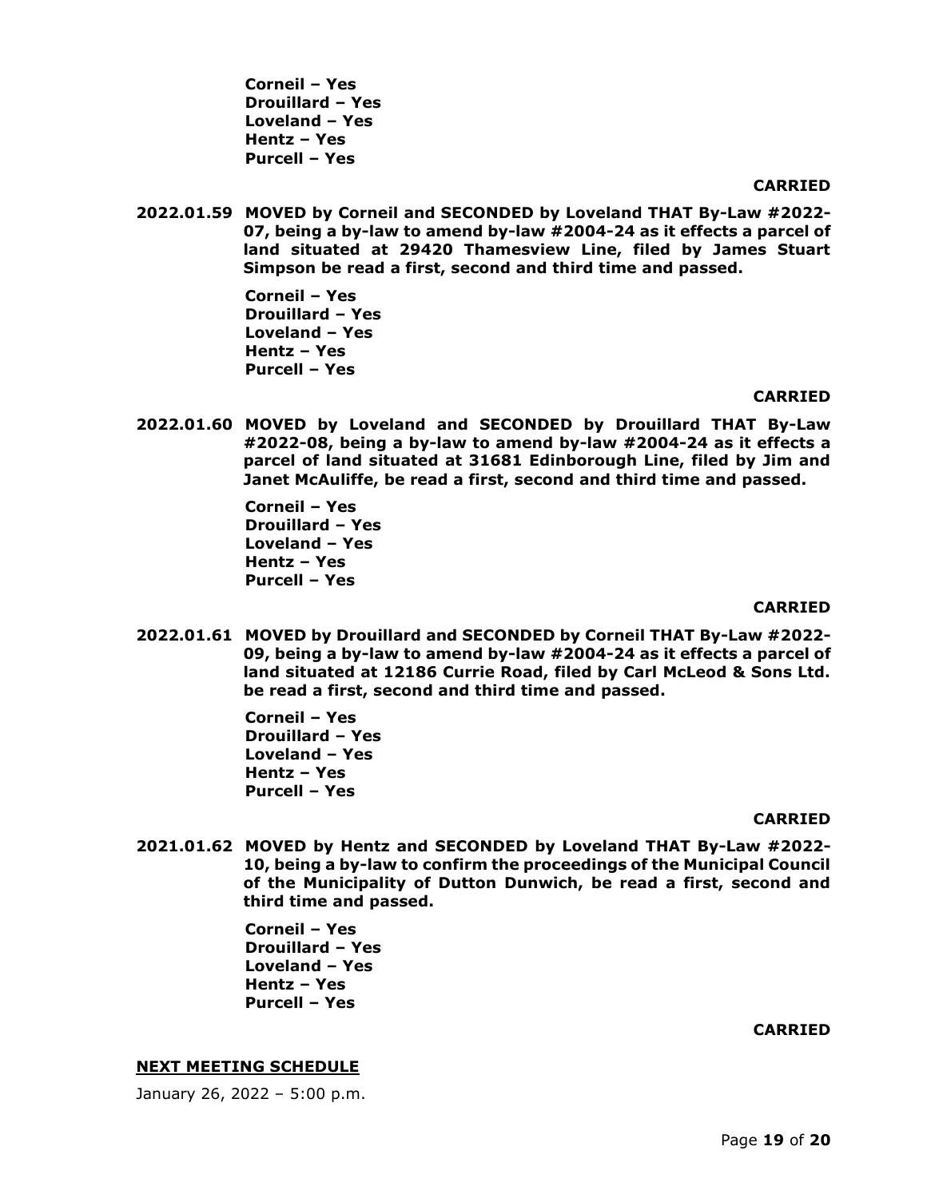**Corneil – Yes**
**Drouillard – Yes**
**Loveland – Yes**
**Hentz – Yes**
**Purcell – Yes**

**CARRIED**

**2022.01.59 MOVED by Corneil and SECONDED by Loveland THAT By-Law #2022-07, being a by-law to amend by-law #2004-24 as it effects a parcel of land situated at 29420 Thamesview Line, filed by James Stuart Simpson be read a first, second and third time and passed.**

**Corneil – Yes**
**Drouillard – Yes**
**Loveland – Yes**
**Hentz – Yes**
**Purcell – Yes**

**CARRIED**

**2022.01.60 MOVED by Loveland and SECONDED by Drouillard THAT By-Law #2022-08, being a by-law to amend by-law #2004-24 as it effects a parcel of land situated at 31681 Edinborough Line, filed by Jim and Janet McAuliffe, be read a first, second and third time and passed.**

**Corneil – Yes**
**Drouillard – Yes**
**Loveland – Yes**
**Hentz – Yes**
**Purcell – Yes**

**CARRIED**

**2022.01.61 MOVED by Drouillard and SECONDED by Corneil THAT By-Law #2022-09, being a by-law to amend by-law #2004-24 as it effects a parcel of land situated at 12186 Currie Road, filed by Carl McLeod & Sons Ltd. be read a first, second and third time and passed.**

**Corneil – Yes**
**Drouillard – Yes**
**Loveland – Yes**
**Hentz – Yes**
**Purcell – Yes**

**CARRIED**

**2021.01.62 MOVED by Hentz and SECONDED by Loveland THAT By-Law #2022-10, being a by-law to confirm the proceedings of the Municipal Council of the Municipality of Dutton Dunwich, be read a first, second and third time and passed.**

**Corneil – Yes**
**Drouillard – Yes**
**Loveland – Yes**
**Hentz – Yes**
**Purcell – Yes**

**CARRIED**

## NEXT MEETING SCHEDULE

January 26, 2022 – 5:00 p.m.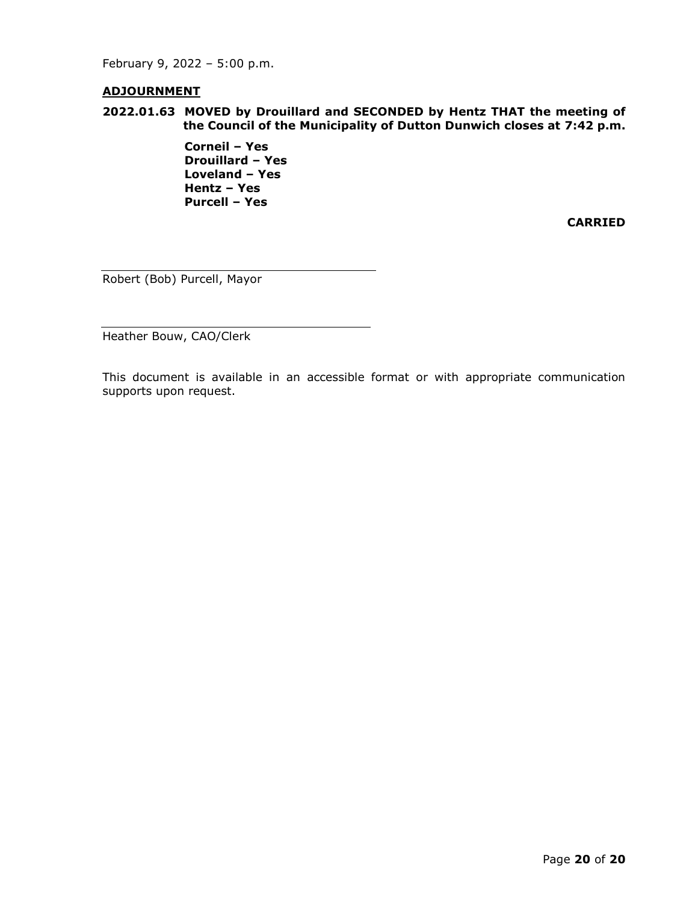February 9, 2022 – 5:00 p.m.

**ADJOURNMENT**

**2022.01.63 MOVED by Drouillard and SECONDED by Hentz THAT the meeting of the Council of the Municipality of Dutton Dunwich closes at 7:42 p.m.**

**Corneil – Yes**
**Drouillard – Yes**
**Loveland – Yes**
**Hentz – Yes**
**Purcell – Yes**

**CARRIED**

Robert (Bob) Purcell, Mayor

Heather Bouw, CAO/Clerk

This document is available in an accessible format or with appropriate communication supports upon request.